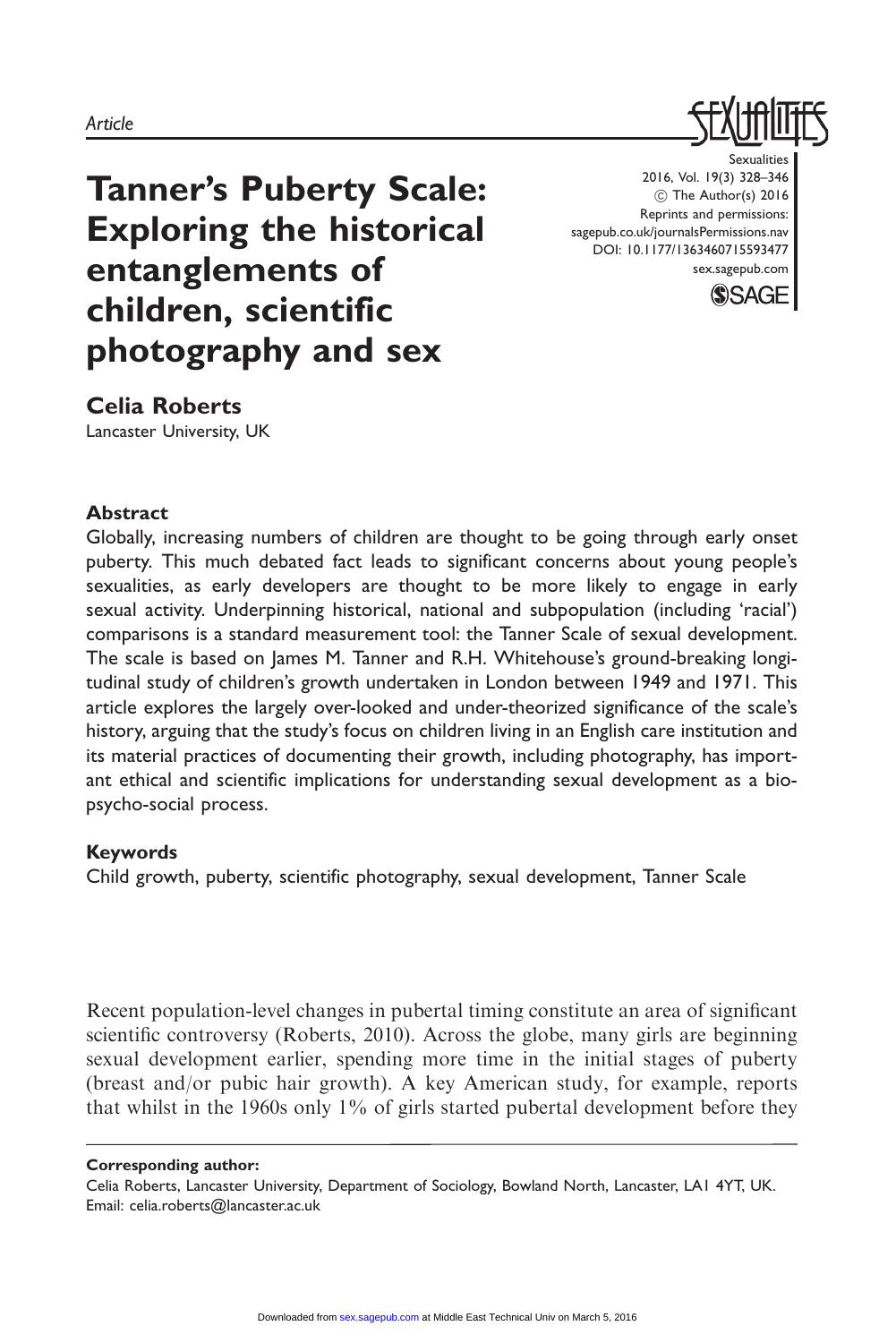*Article*

# Tanner's Puberty Scale: Exploring the historical entanglements of children, scientific photography and sex

Sexualities
2016, Vol. 19(3) 328–346
© The Author(s) 2016
Reprints and permissions: sagepub.co.uk/journalsPermissions.nav
DOI: 10.1177/1363460715593477
sex.sagepub.com

**Celia Roberts**
Lancaster University, UK

## Abstract

Globally, increasing numbers of children are thought to be going through early onset puberty. This much debated fact leads to significant concerns about young people's sexualities, as early developers are thought to be more likely to engage in early sexual activity. Underpinning historical, national and subpopulation (including 'racial') comparisons is a standard measurement tool: the Tanner Scale of sexual development. The scale is based on James M. Tanner and R.H. Whitehouse's ground-breaking longitudinal study of children's growth undertaken in London between 1949 and 1971. This article explores the largely over-looked and under-theorized significance of the scale's history, arguing that the study's focus on children living in an English care institution and its material practices of documenting their growth, including photography, has important ethical and scientific implications for understanding sexual development as a bio-psycho-social process.

## Keywords

Child growth, puberty, scientific photography, sexual development, Tanner Scale

Recent population-level changes in pubertal timing constitute an area of significant scientific controversy (Roberts, 2010). Across the globe, many girls are beginning sexual development earlier, spending more time in the initial stages of puberty (breast and/or pubic hair growth). A key American study, for example, reports that whilst in the 1960s only 1% of girls started pubertal development before they

**Corresponding author:**
Celia Roberts, Lancaster University, Department of Sociology, Bowland North, Lancaster, LA1 4YT, UK.
Email: celia.roberts@lancaster.ac.uk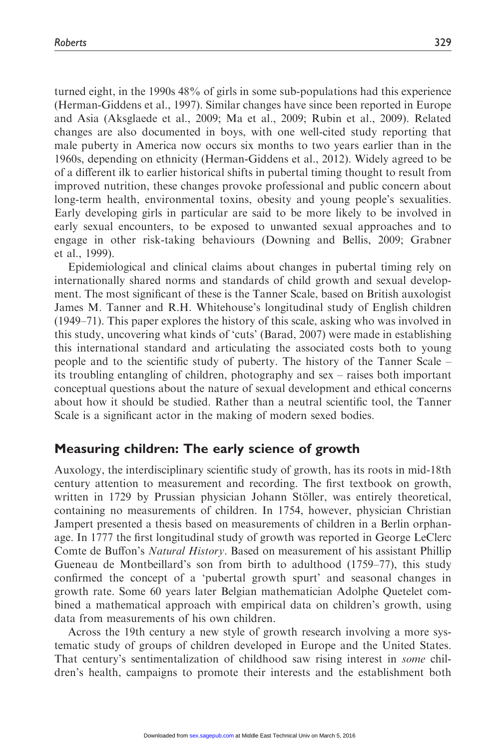turned eight, in the 1990s 48% of girls in some sub-populations had this experience (Herman-Giddens et al., 1997). Similar changes have since been reported in Europe and Asia (Aksglaede et al., 2009; Ma et al., 2009; Rubin et al., 2009). Related changes are also documented in boys, with one well-cited study reporting that male puberty in America now occurs six months to two years earlier than in the 1960s, depending on ethnicity (Herman-Giddens et al., 2012). Widely agreed to be of a different ilk to earlier historical shifts in pubertal timing thought to result from improved nutrition, these changes provoke professional and public concern about long-term health, environmental toxins, obesity and young people's sexualities. Early developing girls in particular are said to be more likely to be involved in early sexual encounters, to be exposed to unwanted sexual approaches and to engage in other risk-taking behaviours (Downing and Bellis, 2009; Grabner et al., 1999).

Epidemiological and clinical claims about changes in pubertal timing rely on internationally shared norms and standards of child growth and sexual development. The most significant of these is the Tanner Scale, based on British auxologist James M. Tanner and R.H. Whitehouse's longitudinal study of English children (1949–71). This paper explores the history of this scale, asking who was involved in this study, uncovering what kinds of 'cuts' (Barad, 2007) were made in establishing this international standard and articulating the associated costs both to young people and to the scientific study of puberty. The history of the Tanner Scale – its troubling entangling of children, photography and sex – raises both important conceptual questions about the nature of sexual development and ethical concerns about how it should be studied. Rather than a neutral scientific tool, the Tanner Scale is a significant actor in the making of modern sexed bodies.

## Measuring children: The early science of growth

Auxology, the interdisciplinary scientific study of growth, has its roots in mid-18th century attention to measurement and recording. The first textbook on growth, written in 1729 by Prussian physician Johann Stöller, was entirely theoretical, containing no measurements of children. In 1754, however, physician Christian Jampert presented a thesis based on measurements of children in a Berlin orphanage. In 1777 the first longitudinal study of growth was reported in George LeClerc Comte de Buffon's *Natural History*. Based on measurement of his assistant Phillip Gueneau de Montbeillard's son from birth to adulthood (1759–77), this study confirmed the concept of a 'pubertal growth spurt' and seasonal changes in growth rate. Some 60 years later Belgian mathematician Adolphe Quetelet combined a mathematical approach with empirical data on children's growth, using data from measurements of his own children.

Across the 19th century a new style of growth research involving a more systematic study of groups of children developed in Europe and the United States. That century's sentimentalization of childhood saw rising interest in *some* children's health, campaigns to promote their interests and the establishment both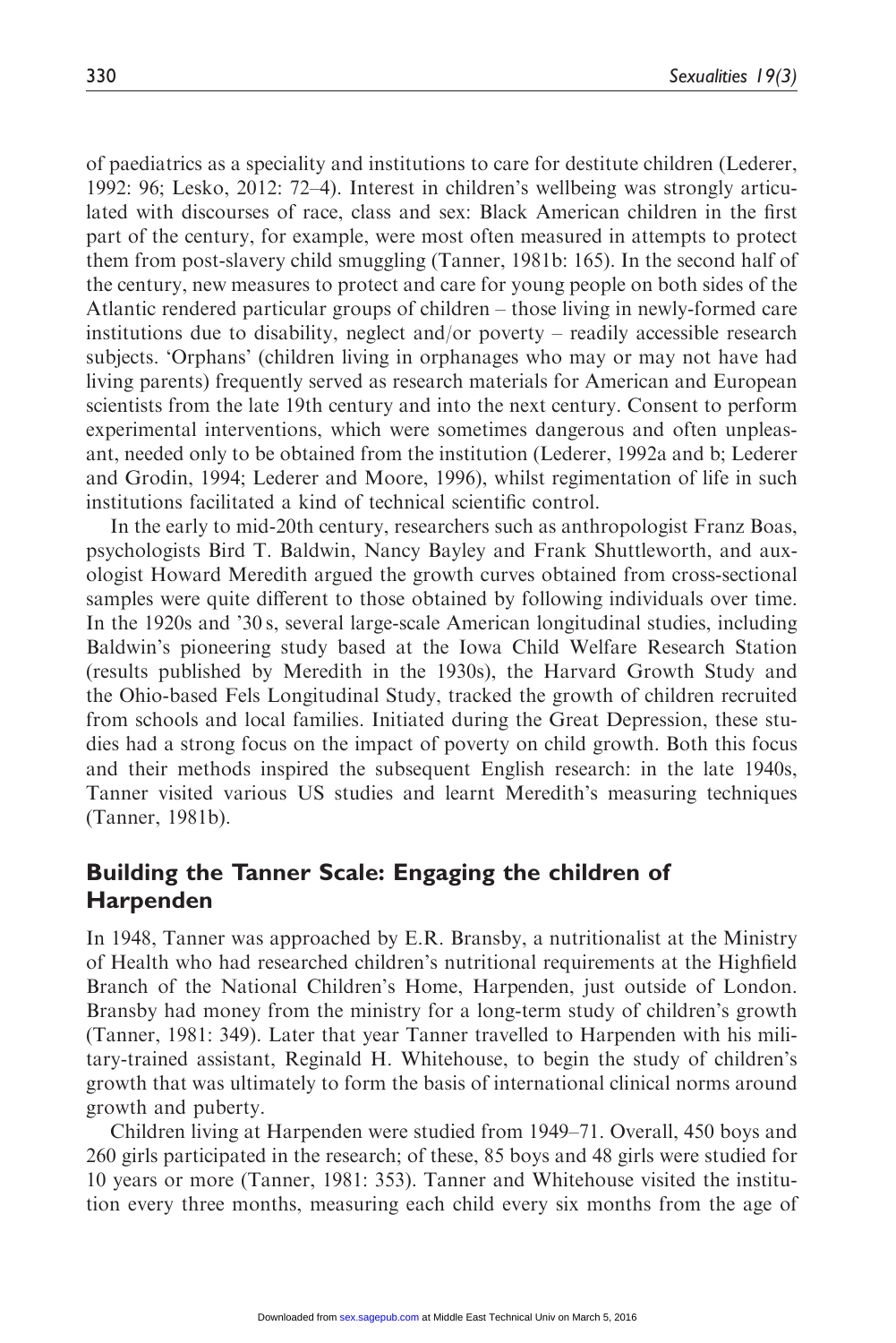of paediatrics as a speciality and institutions to care for destitute children (Lederer, 1992: 96; Lesko, 2012: 72–4). Interest in children's wellbeing was strongly articulated with discourses of race, class and sex: Black American children in the first part of the century, for example, were most often measured in attempts to protect them from post-slavery child smuggling (Tanner, 1981b: 165). In the second half of the century, new measures to protect and care for young people on both sides of the Atlantic rendered particular groups of children – those living in newly-formed care institutions due to disability, neglect and/or poverty – readily accessible research subjects. 'Orphans' (children living in orphanages who may or may not have had living parents) frequently served as research materials for American and European scientists from the late 19th century and into the next century. Consent to perform experimental interventions, which were sometimes dangerous and often unpleasant, needed only to be obtained from the institution (Lederer, 1992a and b; Lederer and Grodin, 1994; Lederer and Moore, 1996), whilst regimentation of life in such institutions facilitated a kind of technical scientific control.

In the early to mid-20th century, researchers such as anthropologist Franz Boas, psychologists Bird T. Baldwin, Nancy Bayley and Frank Shuttleworth, and auxologist Howard Meredith argued the growth curves obtained from cross-sectional samples were quite different to those obtained by following individuals over time. In the 1920s and '30 s, several large-scale American longitudinal studies, including Baldwin's pioneering study based at the Iowa Child Welfare Research Station (results published by Meredith in the 1930s), the Harvard Growth Study and the Ohio-based Fels Longitudinal Study, tracked the growth of children recruited from schools and local families. Initiated during the Great Depression, these studies had a strong focus on the impact of poverty on child growth. Both this focus and their methods inspired the subsequent English research: in the late 1940s, Tanner visited various US studies and learnt Meredith's measuring techniques (Tanner, 1981b).

## Building the Tanner Scale: Engaging the children of Harpenden

In 1948, Tanner was approached by E.R. Bransby, a nutritionalist at the Ministry of Health who had researched children's nutritional requirements at the Highfield Branch of the National Children's Home, Harpenden, just outside of London. Bransby had money from the ministry for a long-term study of children's growth (Tanner, 1981: 349). Later that year Tanner travelled to Harpenden with his military-trained assistant, Reginald H. Whitehouse, to begin the study of children's growth that was ultimately to form the basis of international clinical norms around growth and puberty.

Children living at Harpenden were studied from 1949–71. Overall, 450 boys and 260 girls participated in the research; of these, 85 boys and 48 girls were studied for 10 years or more (Tanner, 1981: 353). Tanner and Whitehouse visited the institution every three months, measuring each child every six months from the age of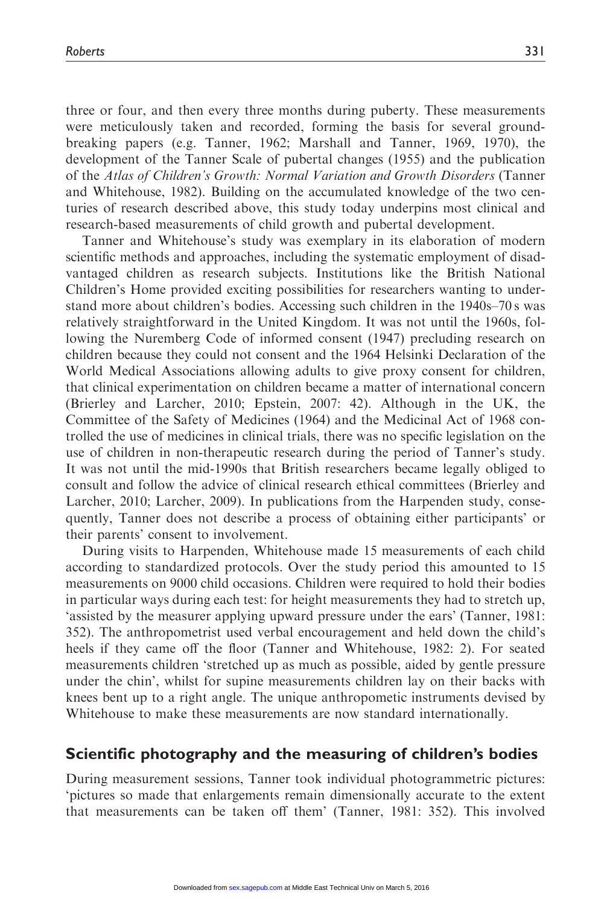three or four, and then every three months during puberty. These measurements were meticulously taken and recorded, forming the basis for several groundbreaking papers (e.g. Tanner, 1962; Marshall and Tanner, 1969, 1970), the development of the Tanner Scale of pubertal changes (1955) and the publication of the *Atlas of Children's Growth: Normal Variation and Growth Disorders* (Tanner and Whitehouse, 1982). Building on the accumulated knowledge of the two centuries of research described above, this study today underpins most clinical and research-based measurements of child growth and pubertal development.

Tanner and Whitehouse's study was exemplary in its elaboration of modern scientific methods and approaches, including the systematic employment of disadvantaged children as research subjects. Institutions like the British National Children's Home provided exciting possibilities for researchers wanting to understand more about children's bodies. Accessing such children in the 1940s–70 s was relatively straightforward in the United Kingdom. It was not until the 1960s, following the Nuremberg Code of informed consent (1947) precluding research on children because they could not consent and the 1964 Helsinki Declaration of the World Medical Associations allowing adults to give proxy consent for children, that clinical experimentation on children became a matter of international concern (Brierley and Larcher, 2010; Epstein, 2007: 42). Although in the UK, the Committee of the Safety of Medicines (1964) and the Medicinal Act of 1968 controlled the use of medicines in clinical trials, there was no specific legislation on the use of children in non-therapeutic research during the period of Tanner's study. It was not until the mid-1990s that British researchers became legally obliged to consult and follow the advice of clinical research ethical committees (Brierley and Larcher, 2010; Larcher, 2009). In publications from the Harpenden study, consequently, Tanner does not describe a process of obtaining either participants' or their parents' consent to involvement.

During visits to Harpenden, Whitehouse made 15 measurements of each child according to standardized protocols. Over the study period this amounted to 15 measurements on 9000 child occasions. Children were required to hold their bodies in particular ways during each test: for height measurements they had to stretch up, 'assisted by the measurer applying upward pressure under the ears' (Tanner, 1981: 352). The anthropometrist used verbal encouragement and held down the child's heels if they came off the floor (Tanner and Whitehouse, 1982: 2). For seated measurements children 'stretched up as much as possible, aided by gentle pressure under the chin', whilst for supine measurements children lay on their backs with knees bent up to a right angle. The unique anthropometic instruments devised by Whitehouse to make these measurements are now standard internationally.

## Scientific photography and the measuring of children's bodies

During measurement sessions, Tanner took individual photogrammetric pictures: 'pictures so made that enlargements remain dimensionally accurate to the extent that measurements can be taken off them' (Tanner, 1981: 352). This involved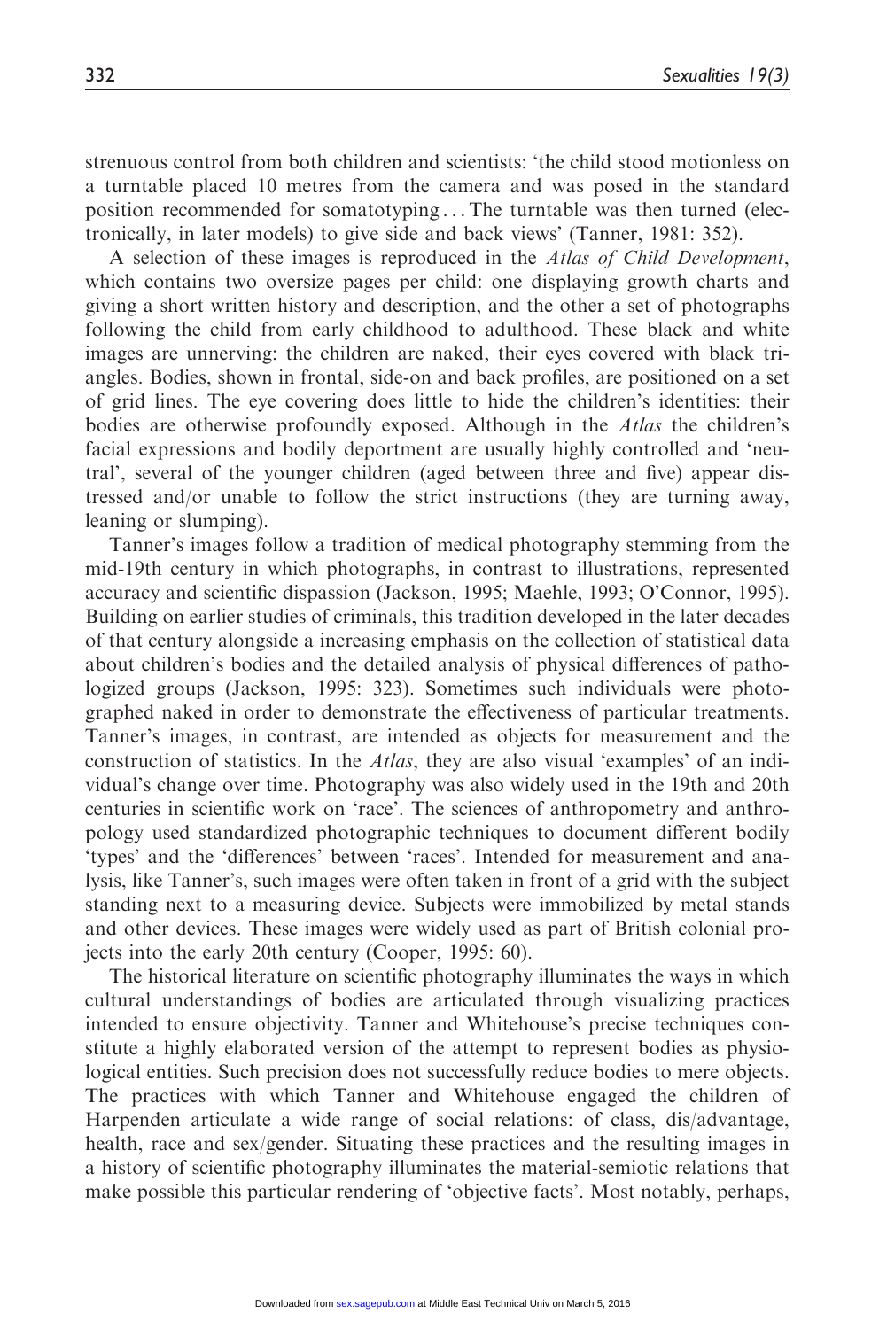strenuous control from both children and scientists: 'the child stood motionless on a turntable placed 10 metres from the camera and was posed in the standard position recommended for somatotyping . . . The turntable was then turned (electronically, in later models) to give side and back views' (Tanner, 1981: 352).

A selection of these images is reproduced in the *Atlas of Child Development*, which contains two oversize pages per child: one displaying growth charts and giving a short written history and description, and the other a set of photographs following the child from early childhood to adulthood. These black and white images are unnerving: the children are naked, their eyes covered with black triangles. Bodies, shown in frontal, side-on and back profiles, are positioned on a set of grid lines. The eye covering does little to hide the children's identities: their bodies are otherwise profoundly exposed. Although in the *Atlas* the children's facial expressions and bodily deportment are usually highly controlled and 'neutral', several of the younger children (aged between three and five) appear distressed and/or unable to follow the strict instructions (they are turning away, leaning or slumping).

Tanner's images follow a tradition of medical photography stemming from the mid-19th century in which photographs, in contrast to illustrations, represented accuracy and scientific dispassion (Jackson, 1995; Maehle, 1993; O'Connor, 1995). Building on earlier studies of criminals, this tradition developed in the later decades of that century alongside a increasing emphasis on the collection of statistical data about children's bodies and the detailed analysis of physical differences of pathologized groups (Jackson, 1995: 323). Sometimes such individuals were photographed naked in order to demonstrate the effectiveness of particular treatments. Tanner's images, in contrast, are intended as objects for measurement and the construction of statistics. In the *Atlas*, they are also visual 'examples' of an individual's change over time. Photography was also widely used in the 19th and 20th centuries in scientific work on 'race'. The sciences of anthropometry and anthropology used standardized photographic techniques to document different bodily 'types' and the 'differences' between 'races'. Intended for measurement and analysis, like Tanner's, such images were often taken in front of a grid with the subject standing next to a measuring device. Subjects were immobilized by metal stands and other devices. These images were widely used as part of British colonial projects into the early 20th century (Cooper, 1995: 60).

The historical literature on scientific photography illuminates the ways in which cultural understandings of bodies are articulated through visualizing practices intended to ensure objectivity. Tanner and Whitehouse's precise techniques constitute a highly elaborated version of the attempt to represent bodies as physiological entities. Such precision does not successfully reduce bodies to mere objects. The practices with which Tanner and Whitehouse engaged the children of Harpenden articulate a wide range of social relations: of class, dis/advantage, health, race and sex/gender. Situating these practices and the resulting images in a history of scientific photography illuminates the material-semiotic relations that make possible this particular rendering of 'objective facts'. Most notably, perhaps,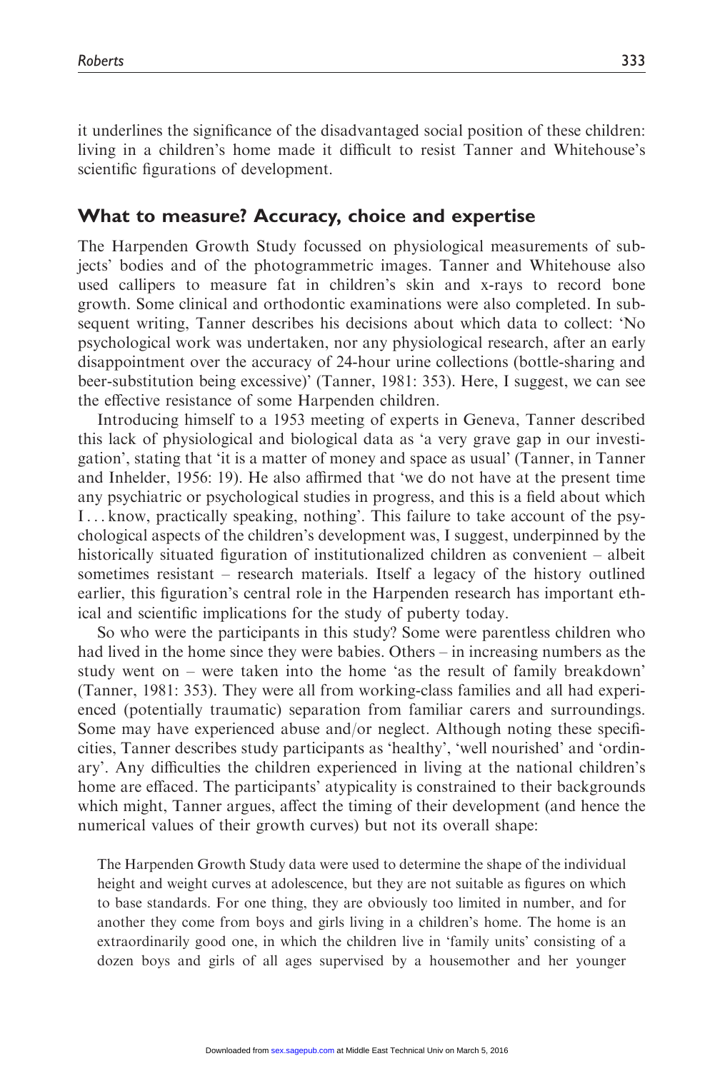it underlines the significance of the disadvantaged social position of these children: living in a children's home made it difficult to resist Tanner and Whitehouse's scientific figurations of development.

## What to measure? Accuracy, choice and expertise

The Harpenden Growth Study focussed on physiological measurements of subjects' bodies and of the photogrammetric images. Tanner and Whitehouse also used callipers to measure fat in children's skin and x-rays to record bone growth. Some clinical and orthodontic examinations were also completed. In subsequent writing, Tanner describes his decisions about which data to collect: 'No psychological work was undertaken, nor any physiological research, after an early disappointment over the accuracy of 24-hour urine collections (bottle-sharing and beer-substitution being excessive)' (Tanner, 1981: 353). Here, I suggest, we can see the effective resistance of some Harpenden children.

Introducing himself to a 1953 meeting of experts in Geneva, Tanner described this lack of physiological and biological data as 'a very grave gap in our investigation', stating that 'it is a matter of money and space as usual' (Tanner, in Tanner and Inhelder, 1956: 19). He also affirmed that 'we do not have at the present time any psychiatric or psychological studies in progress, and this is a field about which I ... know, practically speaking, nothing'. This failure to take account of the psychological aspects of the children's development was, I suggest, underpinned by the historically situated figuration of institutionalized children as convenient – albeit sometimes resistant – research materials. Itself a legacy of the history outlined earlier, this figuration's central role in the Harpenden research has important ethical and scientific implications for the study of puberty today.

So who were the participants in this study? Some were parentless children who had lived in the home since they were babies. Others – in increasing numbers as the study went on – were taken into the home 'as the result of family breakdown' (Tanner, 1981: 353). They were all from working-class families and all had experienced (potentially traumatic) separation from familiar carers and surroundings. Some may have experienced abuse and/or neglect. Although noting these specificities, Tanner describes study participants as 'healthy', 'well nourished' and 'ordinary'. Any difficulties the children experienced in living at the national children's home are effaced. The participants' atypicality is constrained to their backgrounds which might, Tanner argues, affect the timing of their development (and hence the numerical values of their growth curves) but not its overall shape:

> The Harpenden Growth Study data were used to determine the shape of the individual height and weight curves at adolescence, but they are not suitable as figures on which to base standards. For one thing, they are obviously too limited in number, and for another they come from boys and girls living in a children's home. The home is an extraordinarily good one, in which the children live in 'family units' consisting of a dozen boys and girls of all ages supervised by a housemother and her younger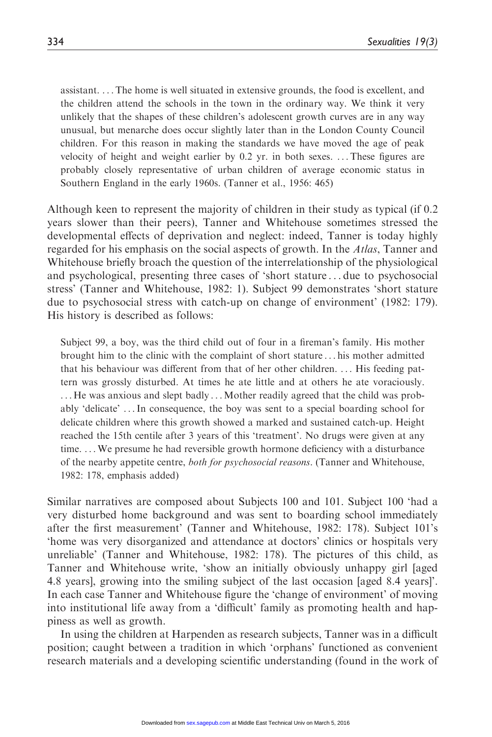> assistant. . . . The home is well situated in extensive grounds, the food is excellent, and the children attend the schools in the town in the ordinary way. We think it very unlikely that the shapes of these children's adolescent growth curves are in any way unusual, but menarche does occur slightly later than in the London County Council children. For this reason in making the standards we have moved the age of peak velocity of height and weight earlier by 0.2 yr. in both sexes. . . . These figures are probably closely representative of urban children of average economic status in Southern England in the early 1960s. (Tanner et al., 1956: 465)

Although keen to represent the majority of children in their study as typical (if 0.2 years slower than their peers), Tanner and Whitehouse sometimes stressed the developmental effects of deprivation and neglect: indeed, Tanner is today highly regarded for his emphasis on the social aspects of growth. In the *Atlas*, Tanner and Whitehouse briefly broach the question of the interrelationship of the physiological and psychological, presenting three cases of 'short stature . . . due to psychosocial stress' (Tanner and Whitehouse, 1982: 1). Subject 99 demonstrates 'short stature due to psychosocial stress with catch-up on change of environment' (1982: 179). His history is described as follows:

> Subject 99, a boy, was the third child out of four in a fireman's family. His mother brought him to the clinic with the complaint of short stature . . . his mother admitted that his behaviour was different from that of her other children. . . . His feeding pattern was grossly disturbed. At times he ate little and at others he ate voraciously. . . . He was anxious and slept badly . . . Mother readily agreed that the child was probably 'delicate' . . . In consequence, the boy was sent to a special boarding school for delicate children where this growth showed a marked and sustained catch-up. Height reached the 15th centile after 3 years of this 'treatment'. No drugs were given at any time. . . . We presume he had reversible growth hormone deficiency with a disturbance of the nearby appetite centre, *both for psychosocial reasons*. (Tanner and Whitehouse, 1982: 178, emphasis added)

Similar narratives are composed about Subjects 100 and 101. Subject 100 'had a very disturbed home background and was sent to boarding school immediately after the first measurement' (Tanner and Whitehouse, 1982: 178). Subject 101's 'home was very disorganized and attendance at doctors' clinics or hospitals very unreliable' (Tanner and Whitehouse, 1982: 178). The pictures of this child, as Tanner and Whitehouse write, 'show an initially obviously unhappy girl [aged 4.8 years], growing into the smiling subject of the last occasion [aged 8.4 years]'. In each case Tanner and Whitehouse figure the 'change of environment' of moving into institutional life away from a 'difficult' family as promoting health and happiness as well as growth.

In using the children at Harpenden as research subjects, Tanner was in a difficult position; caught between a tradition in which 'orphans' functioned as convenient research materials and a developing scientific understanding (found in the work of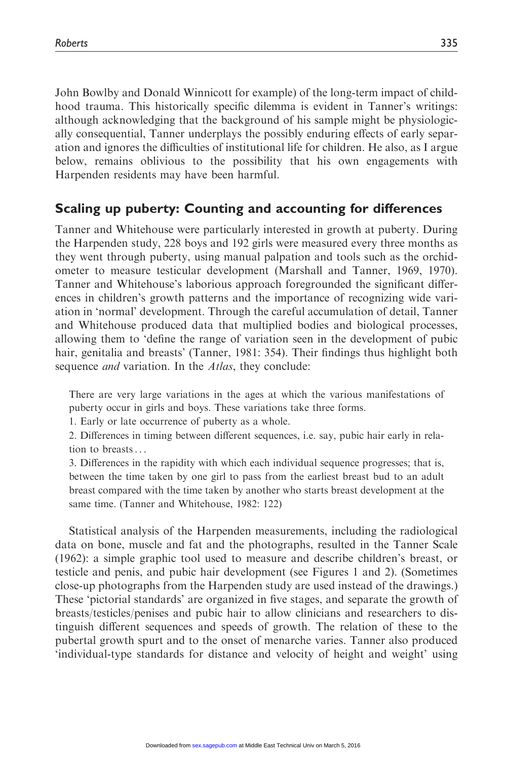John Bowlby and Donald Winnicott for example) of the long-term impact of childhood trauma. This historically specific dilemma is evident in Tanner's writings: although acknowledging that the background of his sample might be physiologically consequential, Tanner underplays the possibly enduring effects of early separation and ignores the difficulties of institutional life for children. He also, as I argue below, remains oblivious to the possibility that his own engagements with Harpenden residents may have been harmful.

## Scaling up puberty: Counting and accounting for differences

Tanner and Whitehouse were particularly interested in growth at puberty. During the Harpenden study, 228 boys and 192 girls were measured every three months as they went through puberty, using manual palpation and tools such as the orchidometer to measure testicular development (Marshall and Tanner, 1969, 1970). Tanner and Whitehouse's laborious approach foregrounded the significant differences in children's growth patterns and the importance of recognizing wide variation in 'normal' development. Through the careful accumulation of detail, Tanner and Whitehouse produced data that multiplied bodies and biological processes, allowing them to 'define the range of variation seen in the development of pubic hair, genitalia and breasts' (Tanner, 1981: 354). Their findings thus highlight both sequence *and* variation. In the *Atlas*, they conclude:

> There are very large variations in the ages at which the various manifestations of puberty occur in girls and boys. These variations take three forms.
>
> 1. Early or late occurrence of puberty as a whole.
>
> 2. Differences in timing between different sequences, i.e. say, pubic hair early in relation to breasts . . .
>
> 3. Differences in the rapidity with which each individual sequence progresses; that is, between the time taken by one girl to pass from the earliest breast bud to an adult breast compared with the time taken by another who starts breast development at the same time. (Tanner and Whitehouse, 1982: 122)

Statistical analysis of the Harpenden measurements, including the radiological data on bone, muscle and fat and the photographs, resulted in the Tanner Scale (1962): a simple graphic tool used to measure and describe children's breast, or testicle and penis, and pubic hair development (see Figures 1 and 2). (Sometimes close-up photographs from the Harpenden study are used instead of the drawings.) These 'pictorial standards' are organized in five stages, and separate the growth of breasts/testicles/penises and pubic hair to allow clinicians and researchers to distinguish different sequences and speeds of growth. The relation of these to the pubertal growth spurt and to the onset of menarche varies. Tanner also produced 'individual-type standards for distance and velocity of height and weight' using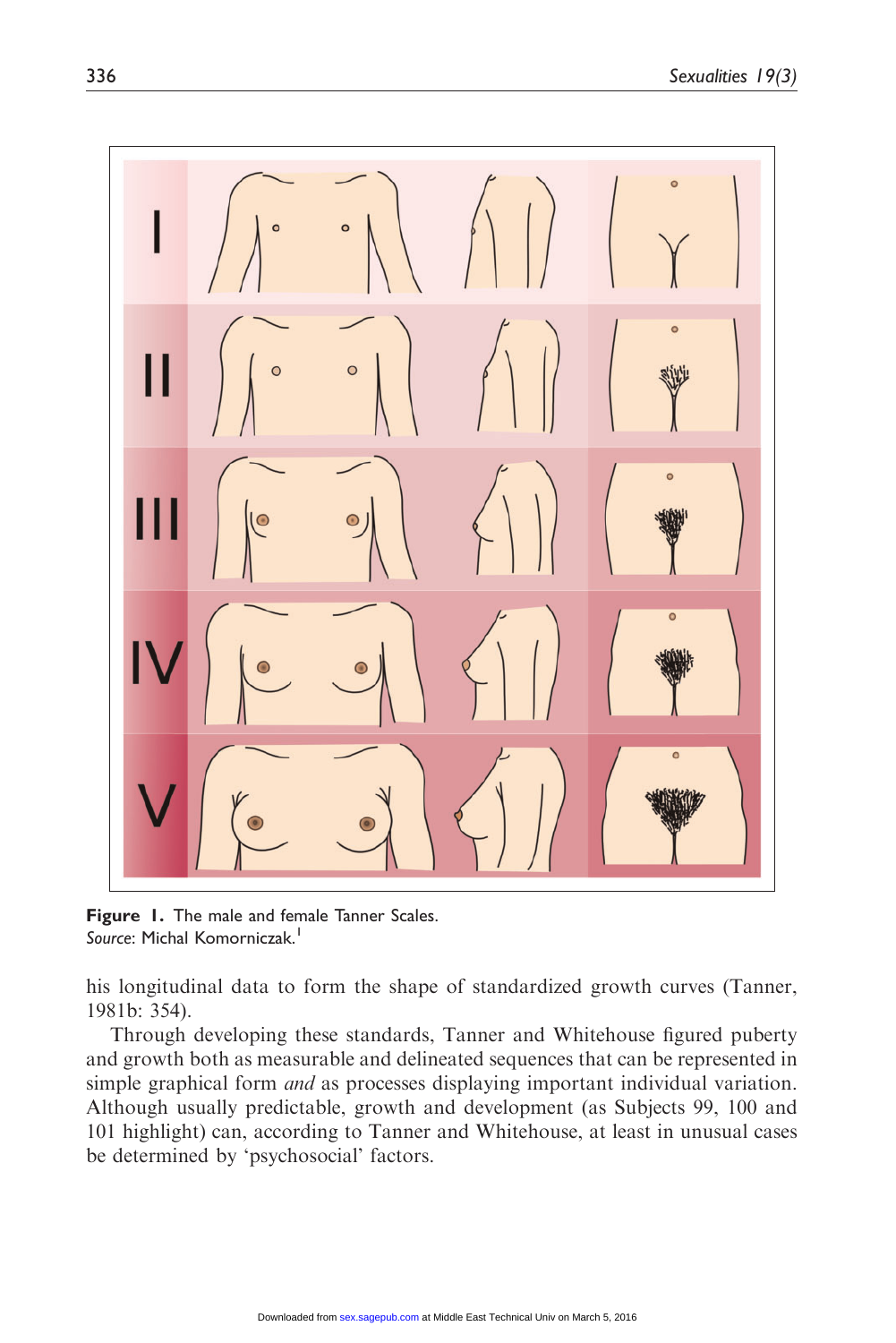**Figure 1.** The male and female Tanner Scales.
*Source*: Michal Komorniczak.[1]

his longitudinal data to form the shape of standardized growth curves (Tanner, 1981b: 354).

Through developing these standards, Tanner and Whitehouse figured puberty and growth both as measurable and delineated sequences that can be represented in simple graphical form *and* as processes displaying important individual variation. Although usually predictable, growth and development (as Subjects 99, 100 and 101 highlight) can, according to Tanner and Whitehouse, at least in unusual cases be determined by 'psychosocial' factors.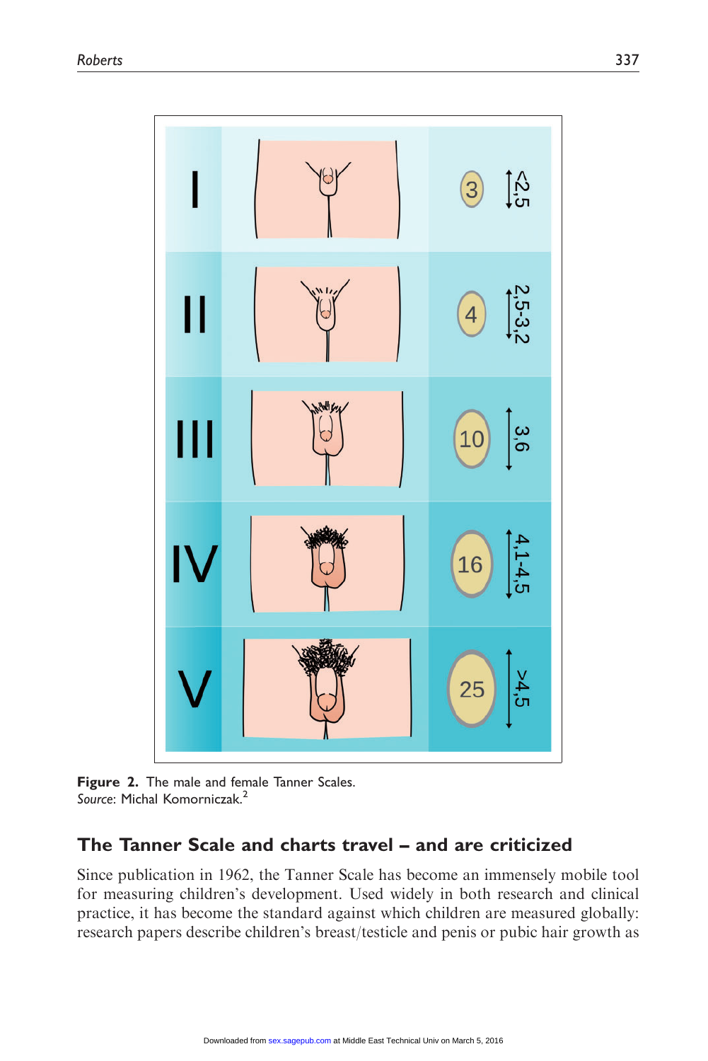**Figure 2.** The male and female Tanner Scales.
*Source*: Michal Komorniczak.[2]

## The Tanner Scale and charts travel – and are criticized

Since publication in 1962, the Tanner Scale has become an immensely mobile tool for measuring children's development. Used widely in both research and clinical practice, it has become the standard against which children are measured globally: research papers describe children's breast/testicle and penis or pubic hair growth as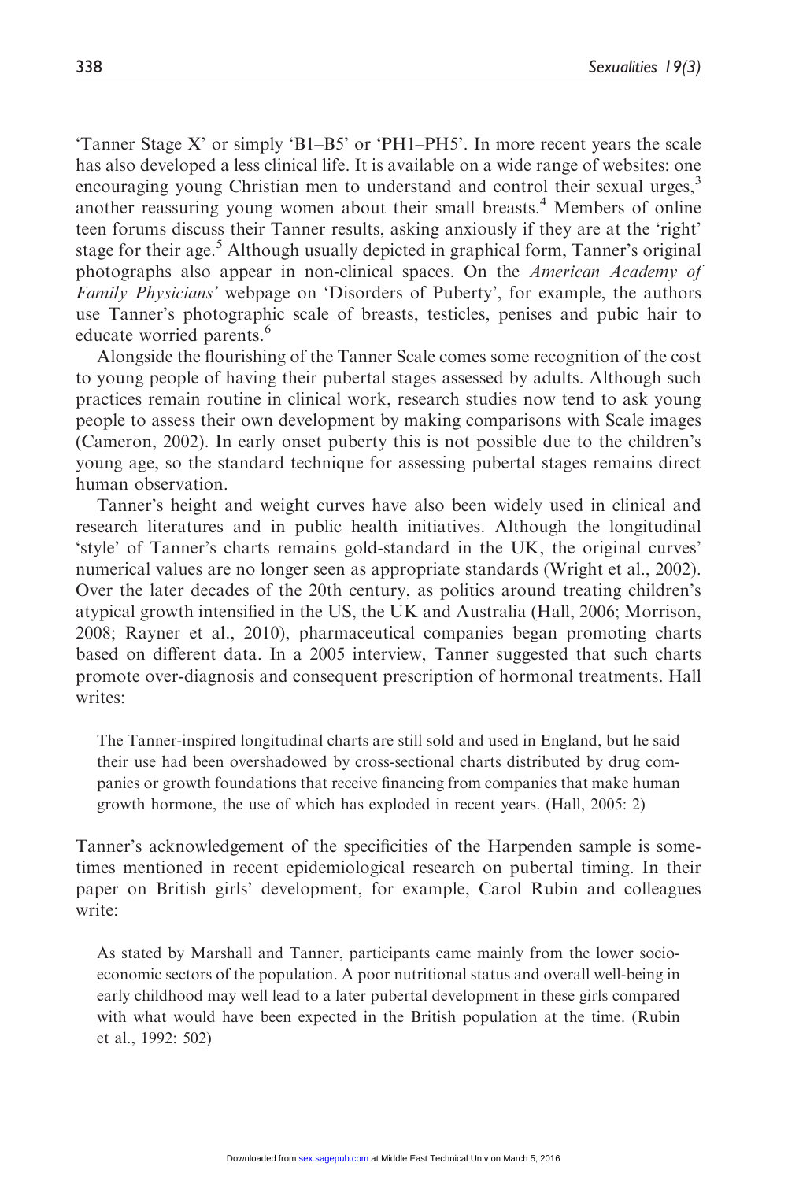'Tanner Stage X' or simply 'B1–B5' or 'PH1–PH5'. In more recent years the scale has also developed a less clinical life. It is available on a wide range of websites: one encouraging young Christian men to understand and control their sexual urges,[3] another reassuring young women about their small breasts.[4] Members of online teen forums discuss their Tanner results, asking anxiously if they are at the 'right' stage for their age.[5] Although usually depicted in graphical form, Tanner's original photographs also appear in non-clinical spaces. On the *American Academy of Family Physicians'* webpage on 'Disorders of Puberty', for example, the authors use Tanner's photographic scale of breasts, testicles, penises and pubic hair to educate worried parents.[6]

Alongside the flourishing of the Tanner Scale comes some recognition of the cost to young people of having their pubertal stages assessed by adults. Although such practices remain routine in clinical work, research studies now tend to ask young people to assess their own development by making comparisons with Scale images (Cameron, 2002). In early onset puberty this is not possible due to the children's young age, so the standard technique for assessing pubertal stages remains direct human observation.

Tanner's height and weight curves have also been widely used in clinical and research literatures and in public health initiatives. Although the longitudinal 'style' of Tanner's charts remains gold-standard in the UK, the original curves' numerical values are no longer seen as appropriate standards (Wright et al., 2002). Over the later decades of the 20th century, as politics around treating children's atypical growth intensified in the US, the UK and Australia (Hall, 2006; Morrison, 2008; Rayner et al., 2010), pharmaceutical companies began promoting charts based on different data. In a 2005 interview, Tanner suggested that such charts promote over-diagnosis and consequent prescription of hormonal treatments. Hall writes:

> The Tanner-inspired longitudinal charts are still sold and used in England, but he said their use had been overshadowed by cross-sectional charts distributed by drug companies or growth foundations that receive financing from companies that make human growth hormone, the use of which has exploded in recent years. (Hall, 2005: 2)

Tanner's acknowledgement of the specificities of the Harpenden sample is sometimes mentioned in recent epidemiological research on pubertal timing. In their paper on British girls' development, for example, Carol Rubin and colleagues write:

> As stated by Marshall and Tanner, participants came mainly from the lower socioeconomic sectors of the population. A poor nutritional status and overall well-being in early childhood may well lead to a later pubertal development in these girls compared with what would have been expected in the British population at the time. (Rubin et al., 1992: 502)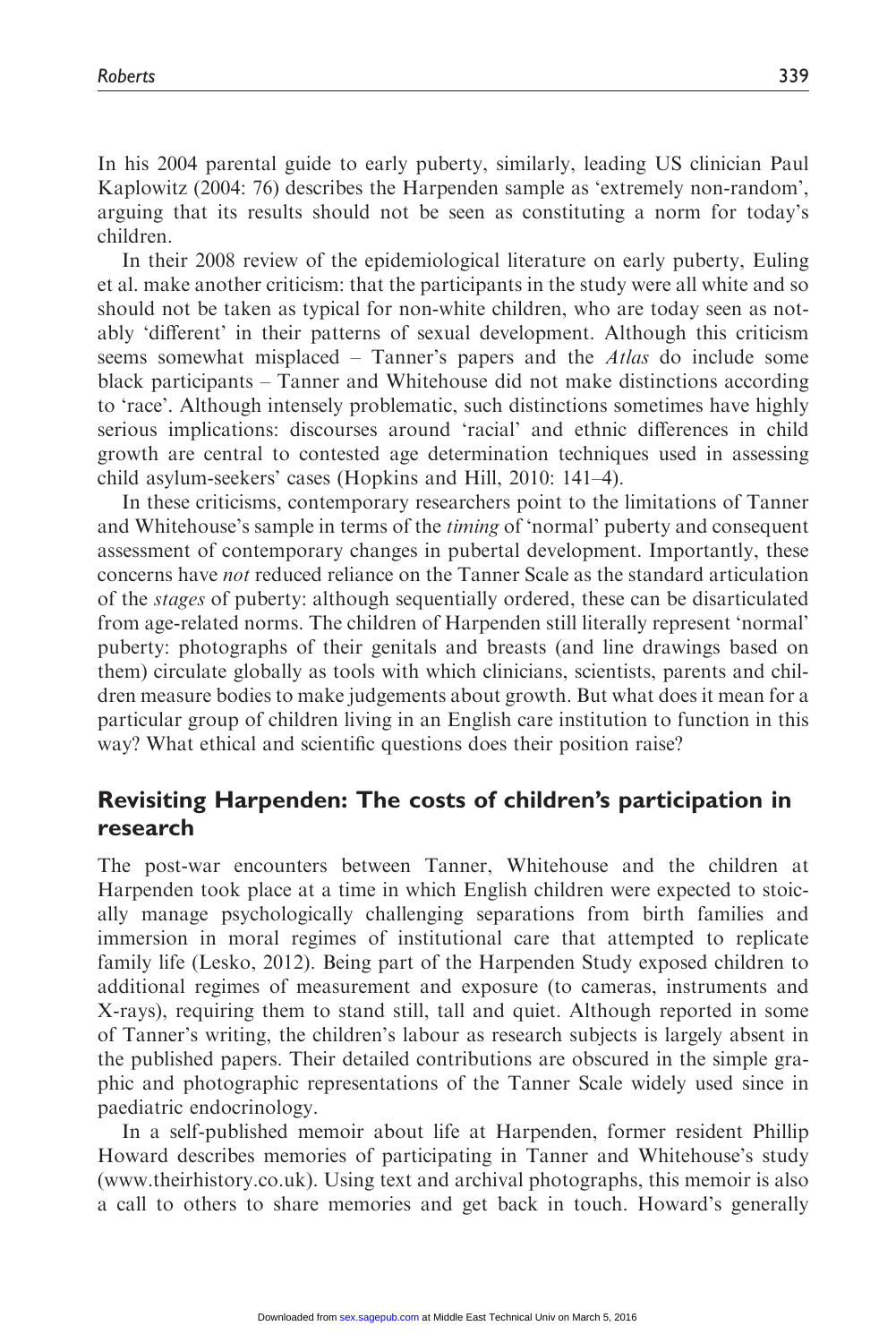In his 2004 parental guide to early puberty, similarly, leading US clinician Paul Kaplowitz (2004: 76) describes the Harpenden sample as 'extremely non-random', arguing that its results should not be seen as constituting a norm for today's children.

In their 2008 review of the epidemiological literature on early puberty, Euling et al. make another criticism: that the participants in the study were all white and so should not be taken as typical for non-white children, who are today seen as notably 'different' in their patterns of sexual development. Although this criticism seems somewhat misplaced – Tanner's papers and the *Atlas* do include some black participants – Tanner and Whitehouse did not make distinctions according to 'race'. Although intensely problematic, such distinctions sometimes have highly serious implications: discourses around 'racial' and ethnic differences in child growth are central to contested age determination techniques used in assessing child asylum-seekers' cases (Hopkins and Hill, 2010: 141–4).

In these criticisms, contemporary researchers point to the limitations of Tanner and Whitehouse's sample in terms of the *timing* of 'normal' puberty and consequent assessment of contemporary changes in pubertal development. Importantly, these concerns have *not* reduced reliance on the Tanner Scale as the standard articulation of the *stages* of puberty: although sequentially ordered, these can be disarticulated from age-related norms. The children of Harpenden still literally represent 'normal' puberty: photographs of their genitals and breasts (and line drawings based on them) circulate globally as tools with which clinicians, scientists, parents and children measure bodies to make judgements about growth. But what does it mean for a particular group of children living in an English care institution to function in this way? What ethical and scientific questions does their position raise?

## Revisiting Harpenden: The costs of children's participation in research

The post-war encounters between Tanner, Whitehouse and the children at Harpenden took place at a time in which English children were expected to stoically manage psychologically challenging separations from birth families and immersion in moral regimes of institutional care that attempted to replicate family life (Lesko, 2012). Being part of the Harpenden Study exposed children to additional regimes of measurement and exposure (to cameras, instruments and X-rays), requiring them to stand still, tall and quiet. Although reported in some of Tanner's writing, the children's labour as research subjects is largely absent in the published papers. Their detailed contributions are obscured in the simple graphic and photographic representations of the Tanner Scale widely used since in paediatric endocrinology.

In a self-published memoir about life at Harpenden, former resident Phillip Howard describes memories of participating in Tanner and Whitehouse's study (www.theirhistory.co.uk). Using text and archival photographs, this memoir is also a call to others to share memories and get back in touch. Howard's generally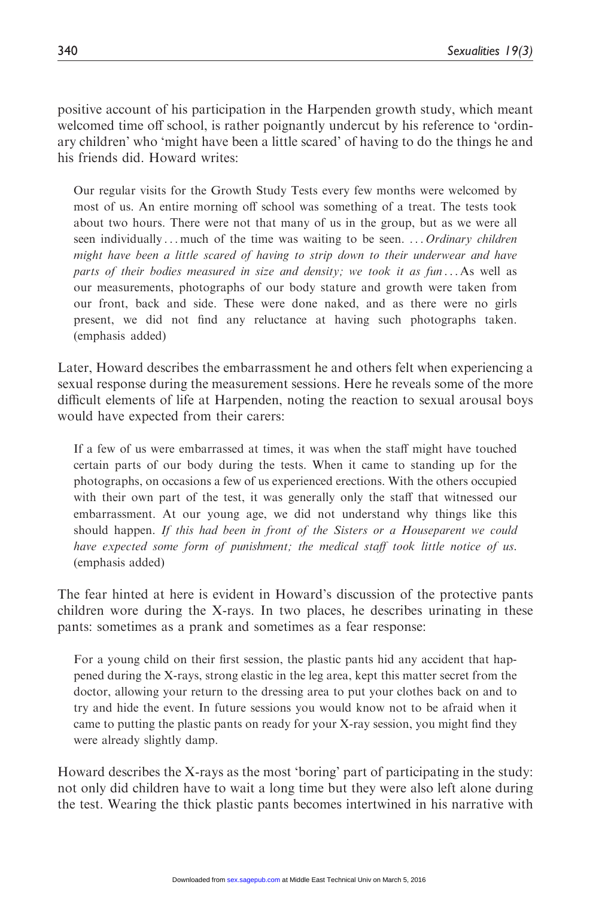positive account of his participation in the Harpenden growth study, which meant welcomed time off school, is rather poignantly undercut by his reference to 'ordinary children' who 'might have been a little scared' of having to do the things he and his friends did. Howard writes:

> Our regular visits for the Growth Study Tests every few months were welcomed by most of us. An entire morning off school was something of a treat. The tests took about two hours. There were not that many of us in the group, but as we were all seen individually ... much of the time was waiting to be seen. ... *Ordinary children might have been a little scared of having to strip down to their underwear and have parts of their bodies measured in size and density; we took it as fun* ... As well as our measurements, photographs of our body stature and growth were taken from our front, back and side. These were done naked, and as there were no girls present, we did not find any reluctance at having such photographs taken. (emphasis added)

Later, Howard describes the embarrassment he and others felt when experiencing a sexual response during the measurement sessions. Here he reveals some of the more difficult elements of life at Harpenden, noting the reaction to sexual arousal boys would have expected from their carers:

> If a few of us were embarrassed at times, it was when the staff might have touched certain parts of our body during the tests. When it came to standing up for the photographs, on occasions a few of us experienced erections. With the others occupied with their own part of the test, it was generally only the staff that witnessed our embarrassment. At our young age, we did not understand why things like this should happen. *If this had been in front of the Sisters or a Houseparent we could have expected some form of punishment; the medical staff took little notice of us.* (emphasis added)

The fear hinted at here is evident in Howard's discussion of the protective pants children wore during the X-rays. In two places, he describes urinating in these pants: sometimes as a prank and sometimes as a fear response:

> For a young child on their first session, the plastic pants hid any accident that happened during the X-rays, strong elastic in the leg area, kept this matter secret from the doctor, allowing your return to the dressing area to put your clothes back on and to try and hide the event. In future sessions you would know not to be afraid when it came to putting the plastic pants on ready for your X-ray session, you might find they were already slightly damp.

Howard describes the X-rays as the most 'boring' part of participating in the study: not only did children have to wait a long time but they were also left alone during the test. Wearing the thick plastic pants becomes intertwined in his narrative with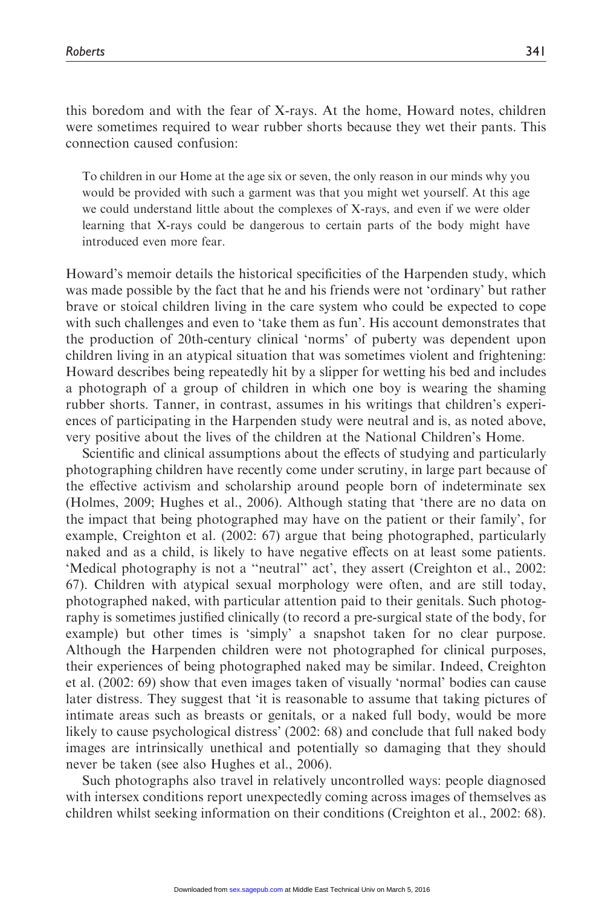this boredom and with the fear of X-rays. At the home, Howard notes, children were sometimes required to wear rubber shorts because they wet their pants. This connection caused confusion:

> To children in our Home at the age six or seven, the only reason in our minds why you would be provided with such a garment was that you might wet yourself. At this age we could understand little about the complexes of X-rays, and even if we were older learning that X-rays could be dangerous to certain parts of the body might have introduced even more fear.

Howard's memoir details the historical specificities of the Harpenden study, which was made possible by the fact that he and his friends were not 'ordinary' but rather brave or stoical children living in the care system who could be expected to cope with such challenges and even to 'take them as fun'. His account demonstrates that the production of 20th-century clinical 'norms' of puberty was dependent upon children living in an atypical situation that was sometimes violent and frightening: Howard describes being repeatedly hit by a slipper for wetting his bed and includes a photograph of a group of children in which one boy is wearing the shaming rubber shorts. Tanner, in contrast, assumes in his writings that children's experiences of participating in the Harpenden study were neutral and is, as noted above, very positive about the lives of the children at the National Children's Home.

Scientific and clinical assumptions about the effects of studying and particularly photographing children have recently come under scrutiny, in large part because of the effective activism and scholarship around people born of indeterminate sex (Holmes, 2009; Hughes et al., 2006). Although stating that 'there are no data on the impact that being photographed may have on the patient or their family', for example, Creighton et al. (2002: 67) argue that being photographed, particularly naked and as a child, is likely to have negative effects on at least some patients. 'Medical photography is not a "neutral" act', they assert (Creighton et al., 2002: 67). Children with atypical sexual morphology were often, and are still today, photographed naked, with particular attention paid to their genitals. Such photography is sometimes justified clinically (to record a pre-surgical state of the body, for example) but other times is 'simply' a snapshot taken for no clear purpose. Although the Harpenden children were not photographed for clinical purposes, their experiences of being photographed naked may be similar. Indeed, Creighton et al. (2002: 69) show that even images taken of visually 'normal' bodies can cause later distress. They suggest that 'it is reasonable to assume that taking pictures of intimate areas such as breasts or genitals, or a naked full body, would be more likely to cause psychological distress' (2002: 68) and conclude that full naked body images are intrinsically unethical and potentially so damaging that they should never be taken (see also Hughes et al., 2006).

Such photographs also travel in relatively uncontrolled ways: people diagnosed with intersex conditions report unexpectedly coming across images of themselves as children whilst seeking information on their conditions (Creighton et al., 2002: 68).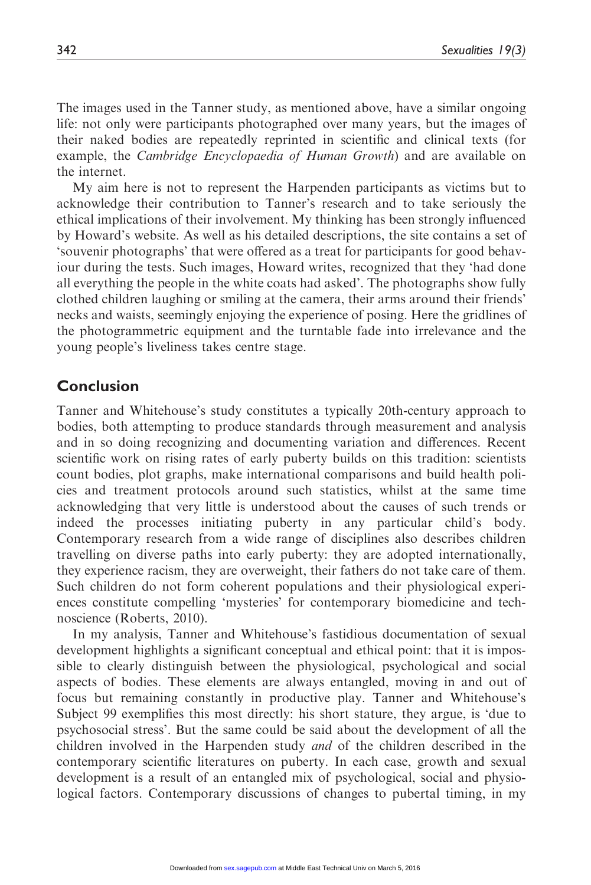The images used in the Tanner study, as mentioned above, have a similar ongoing life: not only were participants photographed over many years, but the images of their naked bodies are repeatedly reprinted in scientific and clinical texts (for example, the *Cambridge Encyclopaedia of Human Growth*) and are available on the internet.

My aim here is not to represent the Harpenden participants as victims but to acknowledge their contribution to Tanner's research and to take seriously the ethical implications of their involvement. My thinking has been strongly influenced by Howard's website. As well as his detailed descriptions, the site contains a set of 'souvenir photographs' that were offered as a treat for participants for good behaviour during the tests. Such images, Howard writes, recognized that they 'had done all everything the people in the white coats had asked'. The photographs show fully clothed children laughing or smiling at the camera, their arms around their friends' necks and waists, seemingly enjoying the experience of posing. Here the gridlines of the photogrammetric equipment and the turntable fade into irrelevance and the young people's liveliness takes centre stage.

## Conclusion

Tanner and Whitehouse's study constitutes a typically 20th-century approach to bodies, both attempting to produce standards through measurement and analysis and in so doing recognizing and documenting variation and differences. Recent scientific work on rising rates of early puberty builds on this tradition: scientists count bodies, plot graphs, make international comparisons and build health policies and treatment protocols around such statistics, whilst at the same time acknowledging that very little is understood about the causes of such trends or indeed the processes initiating puberty in any particular child's body. Contemporary research from a wide range of disciplines also describes children travelling on diverse paths into early puberty: they are adopted internationally, they experience racism, they are overweight, their fathers do not take care of them. Such children do not form coherent populations and their physiological experiences constitute compelling 'mysteries' for contemporary biomedicine and technoscience (Roberts, 2010).

In my analysis, Tanner and Whitehouse's fastidious documentation of sexual development highlights a significant conceptual and ethical point: that it is impossible to clearly distinguish between the physiological, psychological and social aspects of bodies. These elements are always entangled, moving in and out of focus but remaining constantly in productive play. Tanner and Whitehouse's Subject 99 exemplifies this most directly: his short stature, they argue, is 'due to psychosocial stress'. But the same could be said about the development of all the children involved in the Harpenden study *and* of the children described in the contemporary scientific literatures on puberty. In each case, growth and sexual development is a result of an entangled mix of psychological, social and physiological factors. Contemporary discussions of changes to pubertal timing, in my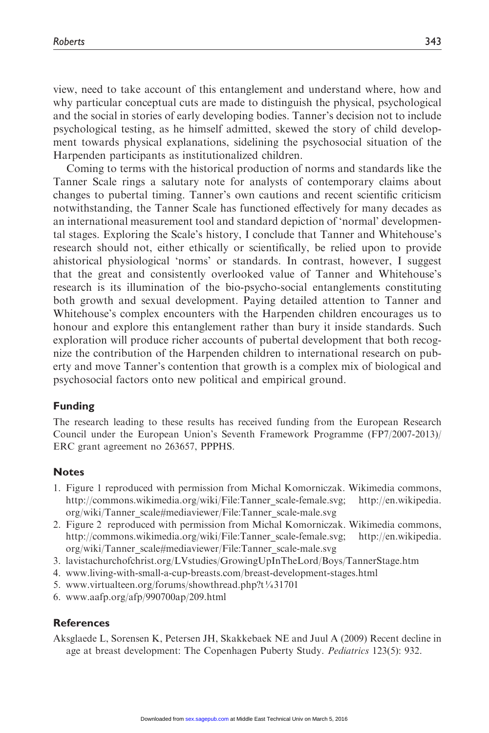view, need to take account of this entanglement and understand where, how and why particular conceptual cuts are made to distinguish the physical, psychological and the social in stories of early developing bodies. Tanner's decision not to include psychological testing, as he himself admitted, skewed the story of child development towards physical explanations, sidelining the psychosocial situation of the Harpenden participants as institutionalized children.

Coming to terms with the historical production of norms and standards like the Tanner Scale rings a salutary note for analysts of contemporary claims about changes to pubertal timing. Tanner's own cautions and recent scientific criticism notwithstanding, the Tanner Scale has functioned effectively for many decades as an international measurement tool and standard depiction of 'normal' developmental stages. Exploring the Scale's history, I conclude that Tanner and Whitehouse's research should not, either ethically or scientifically, be relied upon to provide ahistorical physiological 'norms' or standards. In contrast, however, I suggest that the great and consistently overlooked value of Tanner and Whitehouse's research is its illumination of the bio-psycho-social entanglements constituting both growth and sexual development. Paying detailed attention to Tanner and Whitehouse's complex encounters with the Harpenden children encourages us to honour and explore this entanglement rather than bury it inside standards. Such exploration will produce richer accounts of pubertal development that both recognize the contribution of the Harpenden children to international research on puberty and move Tanner's contention that growth is a complex mix of biological and psychosocial factors onto new political and empirical ground.

## Funding

The research leading to these results has received funding from the European Research Council under the European Union's Seventh Framework Programme (FP7/2007-2013)/ ERC grant agreement no 263657, PPPHS.

## Notes

1. Figure 1 reproduced with permission from Michal Komorniczak. Wikimedia commons, http://commons.wikimedia.org/wiki/File:Tanner_scale-female.svg; http://en.wikipedia.org/wiki/Tanner_scale#mediaviewer/File:Tanner_scale-male.svg
2. Figure 2 reproduced with permission from Michal Komorniczak. Wikimedia commons, http://commons.wikimedia.org/wiki/File:Tanner_scale-female.svg; http://en.wikipedia.org/wiki/Tanner_scale#mediaviewer/File:Tanner_scale-male.svg
3. lavistachurchofchrist.org/LVstudies/GrowingUpInTheLord/Boys/TannerStage.htm
4. www.living-with-small-a-cup-breasts.com/breast-development-stages.html
5. www.virtualteen.org/forums/showthread.php?t¼31701
6. www.aafp.org/afp/990700ap/209.html

## References

Aksglaede L, Sorensen K, Petersen JH, Skakkebaek NE and Juul A (2009) Recent decline in age at breast development: The Copenhagen Puberty Study. *Pediatrics* 123(5): 932.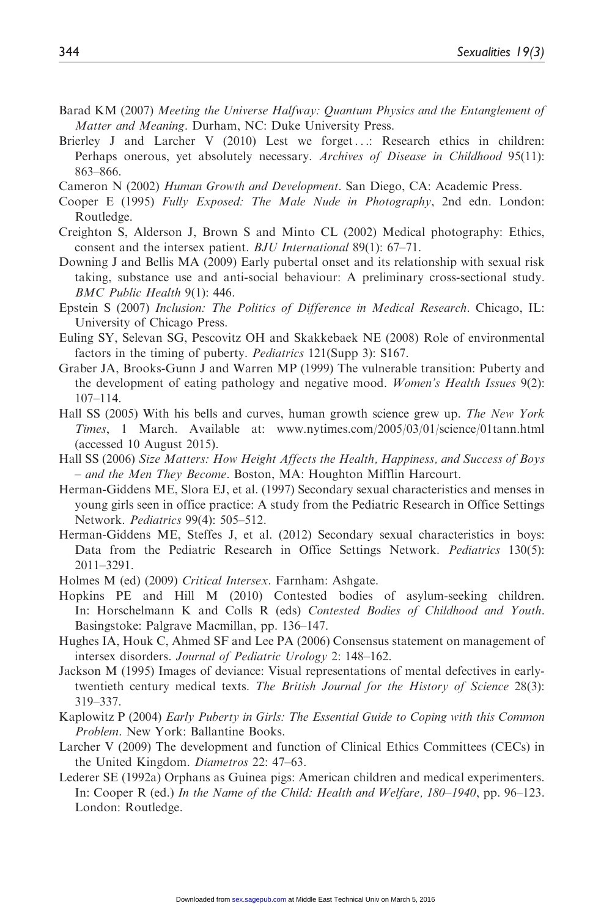Barad KM (2007) *Meeting the Universe Halfway: Quantum Physics and the Entanglement of Matter and Meaning*. Durham, NC: Duke University Press.

Brierley J and Larcher V (2010) Lest we forget...: Research ethics in children: Perhaps onerous, yet absolutely necessary. *Archives of Disease in Childhood* 95(11): 863–866.

Cameron N (2002) *Human Growth and Development*. San Diego, CA: Academic Press.

Cooper E (1995) *Fully Exposed: The Male Nude in Photography*, 2nd edn. London: Routledge.

Creighton S, Alderson J, Brown S and Minto CL (2002) Medical photography: Ethics, consent and the intersex patient. *BJU International* 89(1): 67–71.

Downing J and Bellis MA (2009) Early pubertal onset and its relationship with sexual risk taking, substance use and anti-social behaviour: A preliminary cross-sectional study. *BMC Public Health* 9(1): 446.

Epstein S (2007) *Inclusion: The Politics of Difference in Medical Research*. Chicago, IL: University of Chicago Press.

Euling SY, Selevan SG, Pescovitz OH and Skakkebaek NE (2008) Role of environmental factors in the timing of puberty. *Pediatrics* 121(Supp 3): S167.

Graber JA, Brooks-Gunn J and Warren MP (1999) The vulnerable transition: Puberty and the development of eating pathology and negative mood. *Women's Health Issues* 9(2): 107–114.

Hall SS (2005) With his bells and curves, human growth science grew up. *The New York Times*, 1 March. Available at: www.nytimes.com/2005/03/01/science/01tann.html (accessed 10 August 2015).

Hall SS (2006) *Size Matters: How Height Affects the Health, Happiness, and Success of Boys – and the Men They Become*. Boston, MA: Houghton Mifflin Harcourt.

Herman-Giddens ME, Slora EJ, et al. (1997) Secondary sexual characteristics and menses in young girls seen in office practice: A study from the Pediatric Research in Office Settings Network. *Pediatrics* 99(4): 505–512.

Herman-Giddens ME, Steffes J, et al. (2012) Secondary sexual characteristics in boys: Data from the Pediatric Research in Office Settings Network. *Pediatrics* 130(5): 2011–3291.

Holmes M (ed) (2009) *Critical Intersex*. Farnham: Ashgate.

Hopkins PE and Hill M (2010) Contested bodies of asylum-seeking children. In: Horschelmann K and Colls R (eds) *Contested Bodies of Childhood and Youth*. Basingstoke: Palgrave Macmillan, pp. 136–147.

Hughes IA, Houk C, Ahmed SF and Lee PA (2006) Consensus statement on management of intersex disorders. *Journal of Pediatric Urology* 2: 148–162.

Jackson M (1995) Images of deviance: Visual representations of mental defectives in early-twentieth century medical texts. *The British Journal for the History of Science* 28(3): 319–337.

Kaplowitz P (2004) *Early Puberty in Girls: The Essential Guide to Coping with this Common Problem*. New York: Ballantine Books.

Larcher V (2009) The development and function of Clinical Ethics Committees (CECs) in the United Kingdom. *Diametros* 22: 47–63.

Lederer SE (1992a) Orphans as Guinea pigs: American children and medical experimenters. In: Cooper R (ed.) *In the Name of the Child: Health and Welfare, 180–1940*, pp. 96–123. London: Routledge.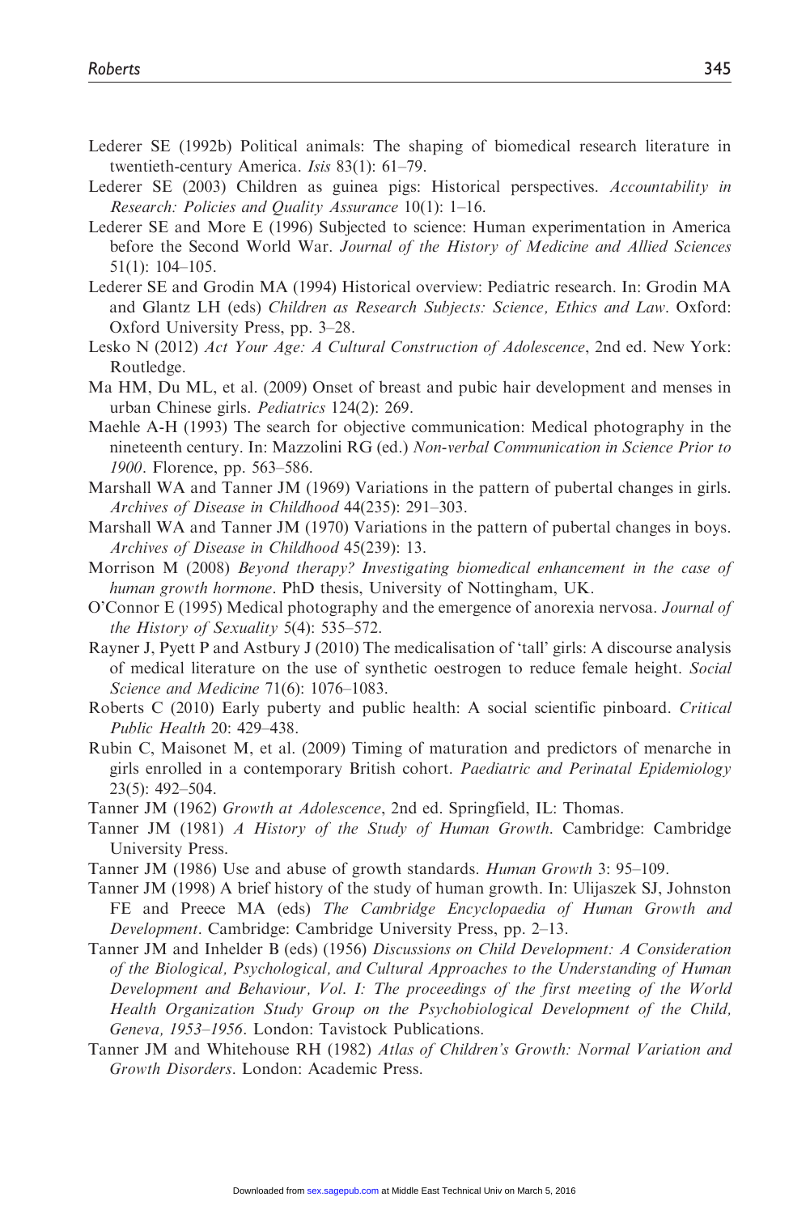Lederer SE (1992b) Political animals: The shaping of biomedical research literature in twentieth-century America. *Isis* 83(1): 61–79.

Lederer SE (2003) Children as guinea pigs: Historical perspectives. *Accountability in Research: Policies and Quality Assurance* 10(1): 1–16.

Lederer SE and More E (1996) Subjected to science: Human experimentation in America before the Second World War. *Journal of the History of Medicine and Allied Sciences* 51(1): 104–105.

Lederer SE and Grodin MA (1994) Historical overview: Pediatric research. In: Grodin MA and Glantz LH (eds) *Children as Research Subjects: Science, Ethics and Law*. Oxford: Oxford University Press, pp. 3–28.

Lesko N (2012) *Act Your Age: A Cultural Construction of Adolescence*, 2nd ed. New York: Routledge.

Ma HM, Du ML, et al. (2009) Onset of breast and pubic hair development and menses in urban Chinese girls. *Pediatrics* 124(2): 269.

Maehle A-H (1993) The search for objective communication: Medical photography in the nineteenth century. In: Mazzolini RG (ed.) *Non-verbal Communication in Science Prior to 1900*. Florence, pp. 563–586.

Marshall WA and Tanner JM (1969) Variations in the pattern of pubertal changes in girls. *Archives of Disease in Childhood* 44(235): 291–303.

Marshall WA and Tanner JM (1970) Variations in the pattern of pubertal changes in boys. *Archives of Disease in Childhood* 45(239): 13.

Morrison M (2008) *Beyond therapy? Investigating biomedical enhancement in the case of human growth hormone*. PhD thesis, University of Nottingham, UK.

O'Connor E (1995) Medical photography and the emergence of anorexia nervosa. *Journal of the History of Sexuality* 5(4): 535–572.

Rayner J, Pyett P and Astbury J (2010) The medicalisation of 'tall' girls: A discourse analysis of medical literature on the use of synthetic oestrogen to reduce female height. *Social Science and Medicine* 71(6): 1076–1083.

Roberts C (2010) Early puberty and public health: A social scientific pinboard. *Critical Public Health* 20: 429–438.

Rubin C, Maisonet M, et al. (2009) Timing of maturation and predictors of menarche in girls enrolled in a contemporary British cohort. *Paediatric and Perinatal Epidemiology* 23(5): 492–504.

Tanner JM (1962) *Growth at Adolescence*, 2nd ed. Springfield, IL: Thomas.

Tanner JM (1981) *A History of the Study of Human Growth*. Cambridge: Cambridge University Press.

Tanner JM (1986) Use and abuse of growth standards. *Human Growth* 3: 95–109.

Tanner JM (1998) A brief history of the study of human growth. In: Ulijaszek SJ, Johnston FE and Preece MA (eds) *The Cambridge Encyclopaedia of Human Growth and Development*. Cambridge: Cambridge University Press, pp. 2–13.

Tanner JM and Inhelder B (eds) (1956) *Discussions on Child Development: A Consideration of the Biological, Psychological, and Cultural Approaches to the Understanding of Human Development and Behaviour, Vol. I: The proceedings of the first meeting of the World Health Organization Study Group on the Psychobiological Development of the Child, Geneva, 1953–1956*. London: Tavistock Publications.

Tanner JM and Whitehouse RH (1982) *Atlas of Children's Growth: Normal Variation and Growth Disorders*. London: Academic Press.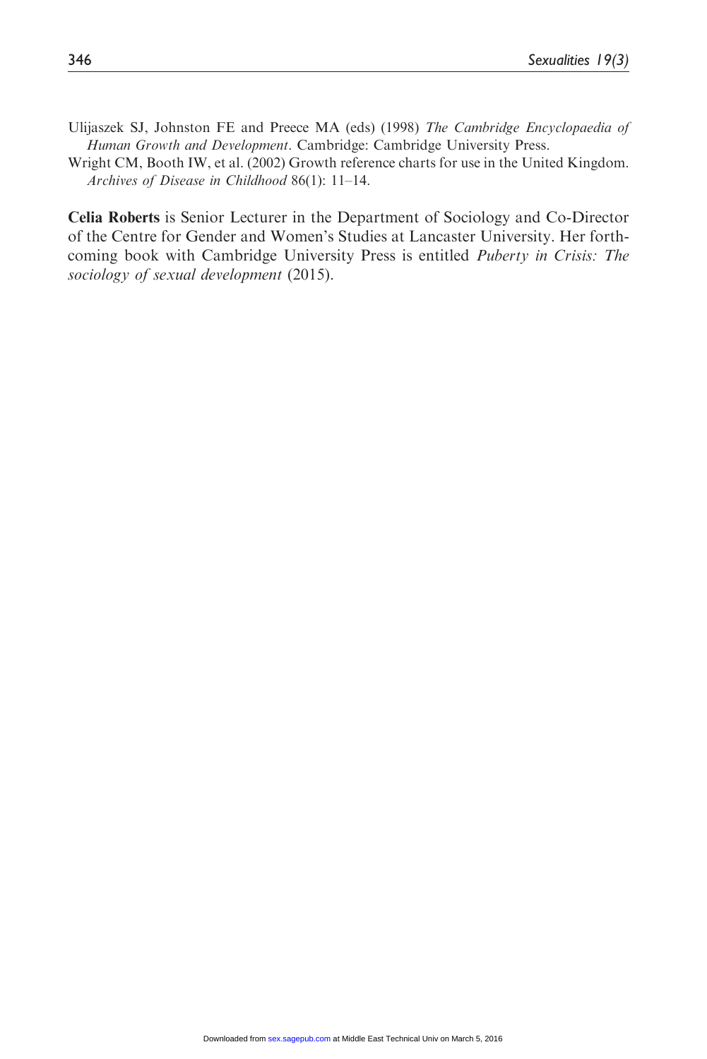Ulijaszek SJ, Johnston FE and Preece MA (eds) (1998) *The Cambridge Encyclopaedia of Human Growth and Development*. Cambridge: Cambridge University Press.

Wright CM, Booth IW, et al. (2002) Growth reference charts for use in the United Kingdom. *Archives of Disease in Childhood* 86(1): 11–14.

**Celia Roberts** is Senior Lecturer in the Department of Sociology and Co-Director of the Centre for Gender and Women's Studies at Lancaster University. Her forthcoming book with Cambridge University Press is entitled *Puberty in Crisis: The sociology of sexual development* (2015).